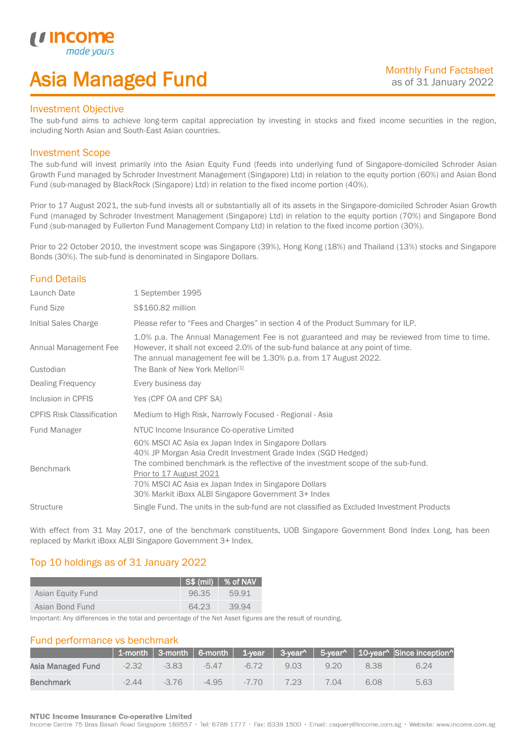# Asia Managed Fund

Monthly Fund Factsheet
as of 31 January 2022

## Investment Objective

The sub-fund aims to achieve long-term capital appreciation by investing in stocks and fixed income securities in the region, including North Asian and South-East Asian countries.

## Investment Scope

The sub-fund will invest primarily into the Asian Equity Fund (feeds into underlying fund of Singapore-domiciled Schroder Asian Growth Fund managed by Schroder Investment Management (Singapore) Ltd) in relation to the equity portion (60%) and Asian Bond Fund (sub-managed by BlackRock (Singapore) Ltd) in relation to the fixed income portion (40%).

Prior to 17 August 2021, the sub-fund invests all or substantially all of its assets in the Singapore-domiciled Schroder Asian Growth Fund (managed by Schroder Investment Management (Singapore) Ltd) in relation to the equity portion (70%) and Singapore Bond Fund (sub-managed by Fullerton Fund Management Company Ltd) in relation to the fixed income portion (30%).

Prior to 22 October 2010, the investment scope was Singapore (39%), Hong Kong (18%) and Thailand (13%) stocks and Singapore Bonds (30%). The sub-fund is denominated in Singapore Dollars.

## Fund Details

| | |
|---|---|
| Launch Date | 1 September 1995 |
| Fund Size | S$160.82 million |
| Initial Sales Charge | Please refer to "Fees and Charges" in section 4 of the Product Summary for ILP. |
| Annual Management Fee | 1.0% p.a. The Annual Management Fee is not guaranteed and may be reviewed from time to time. However, it shall not exceed 2.0% of the sub-fund balance at any point of time. The annual management fee will be 1.30% p.a. from 17 August 2022. |
| Custodian | The Bank of New York Mellon[1] |
| Dealing Frequency | Every business day |
| Inclusion in CPFIS | Yes (CPF OA and CPF SA) |
| CPFIS Risk Classification | Medium to High Risk, Narrowly Focused - Regional - Asia |
| Fund Manager | NTUC Income Insurance Co-operative Limited |
| Benchmark | 60% MSCI AC Asia ex Japan Index in Singapore Dollars<br>40% JP Morgan Asia Credit Investment Grade Index (SGD Hedged)<br>The combined benchmark is the reflective of the investment scope of the sub-fund.<br>Prior to 17 August 2021<br>70% MSCI AC Asia ex Japan Index in Singapore Dollars<br>30% Markit iBoxx ALBI Singapore Government 3+ Index |
| Structure | Single Fund. The units in the sub-fund are not classified as Excluded Investment Products |

With effect from 31 May 2017, one of the benchmark constituents, UOB Singapore Government Bond Index Long, has been replaced by Markit iBoxx ALBI Singapore Government 3+ Index.

## Top 10 holdings as of 31 January 2022

| | S$ (mil) | % of NAV |
|---|---|---|
| Asian Equity Fund | 96.35 | 59.91 |
| Asian Bond Fund | 64.23 | 39.94 |

Important: Any differences in the total and percentage of the Net Asset figures are the result of rounding.

## Fund performance vs benchmark

| | 1-month | 3-month | 6-month | 1-year | 3-year^ | 5-year^ | 10-year^ | Since inception^ |
|---|---|---|---|---|---|---|---|---|
| **Asia Managed Fund** | -2.32 | -3.83 | -5.47 | -6.72 | 9.03 | 9.20 | 8.38 | 6.24 |
| **Benchmark** | -2.44 | -3.76 | -4.95 | -7.70 | 7.23 | 7.04 | 6.08 | 5.63 |

**NTUC Income Insurance Co-operative Limited**
Income Centre 75 Bras Basah Road Singapore 189557 • Tel: 6788 1777 • Fax: 6338 1500 • Email: csquery@income.com.sg • Website: www.income.com.sg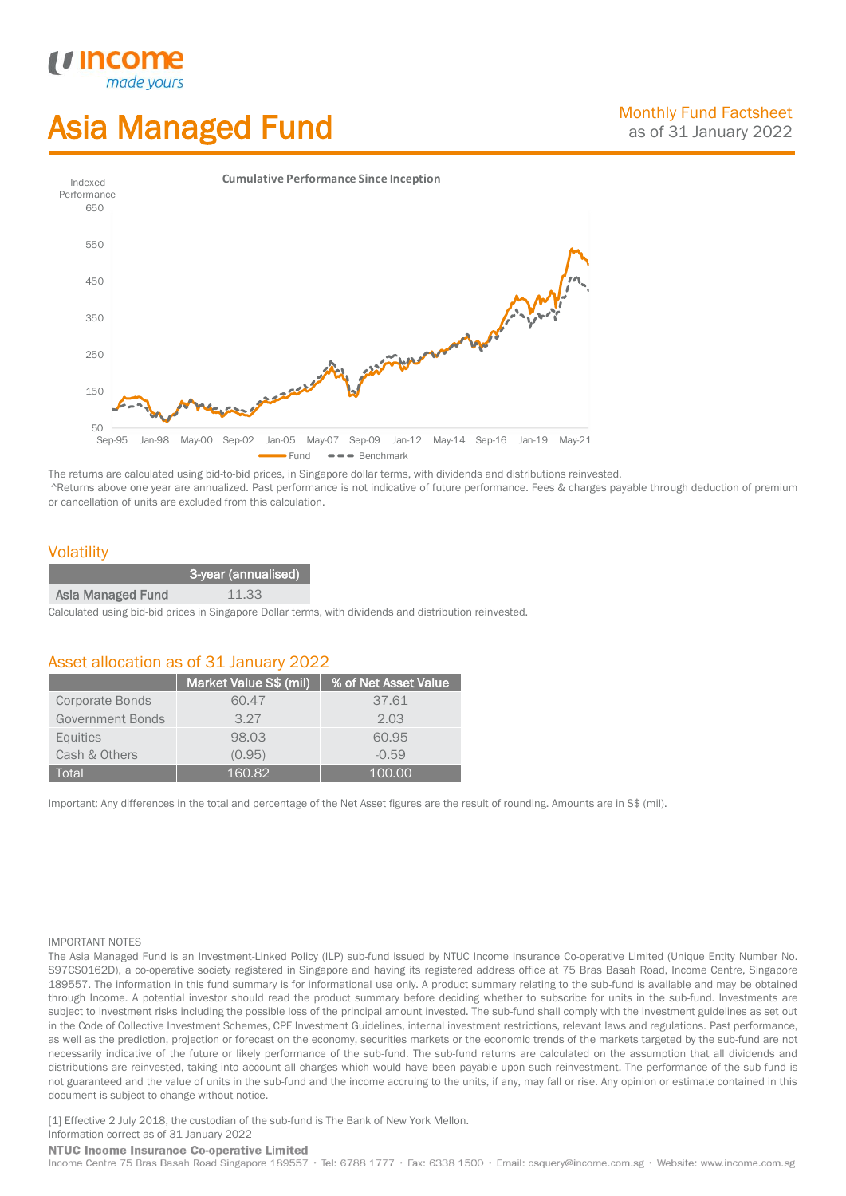# Asia Managed Fund

Monthly Fund Factsheet
as of 31 January 2022

Cumulative Performance Since Inception

Indexed Performance

650
550
450
350
250
150
50

Sep-95 Jan-98 May-00 Sep-02 Jan-05 May-07 Sep-09 Jan-12 May-14 Sep-16 Jan-19 May-21

Fund — Benchmark

The returns are calculated using bid-to-bid prices, in Singapore dollar terms, with dividends and distributions reinvested.
^Returns above one year are annualized. Past performance is not indicative of future performance. Fees & charges payable through deduction of premium or cancellation of units are excluded from this calculation.

## Volatility

| | 3-year (annualised) |
|---|---|
| Asia Managed Fund | 11.33 |

Calculated using bid-bid prices in Singapore Dollar terms, with dividends and distribution reinvested.

## Asset allocation as of 31 January 2022

| | Market Value S$ (mil) | % of Net Asset Value |
|---|---|---|
| Corporate Bonds | 60.47 | 37.61 |
| Government Bonds | 3.27 | 2.03 |
| Equities | 98.03 | 60.95 |
| Cash & Others | (0.95) | -0.59 |
| Total | 160.82 | 100.00 |

Important: Any differences in the total and percentage of the Net Asset figures are the result of rounding. Amounts are in S$ (mil).

IMPORTANT NOTES

The Asia Managed Fund is an Investment-Linked Policy (ILP) sub-fund issued by NTUC Income Insurance Co-operative Limited (Unique Entity Number No. S97CS0162D), a co-operative society registered in Singapore and having its registered address office at 75 Bras Basah Road, Income Centre, Singapore 189557. The information in this fund summary is for informational use only. A product summary relating to the sub-fund is available and may be obtained through Income. A potential investor should read the product summary before deciding whether to subscribe for units in the sub-fund. Investments are subject to investment risks including the possible loss of the principal amount invested. The sub-fund shall comply with the investment guidelines as set out in the Code of Collective Investment Schemes, CPF Investment Guidelines, internal investment restrictions, relevant laws and regulations. Past performance, as well as the prediction, projection or forecast on the economy, securities markets or the economic trends of the markets targeted by the sub-fund are not necessarily indicative of the future or likely performance of the sub-fund. The sub-fund returns are calculated on the assumption that all dividends and distributions are reinvested, taking into account all charges which would have been payable upon such reinvestment. The performance of the sub-fund is not guaranteed and the value of units in the sub-fund and the income accruing to the units, if any, may fall or rise. Any opinion or estimate contained in this document is subject to change without notice.

[1] Effective 2 July 2018, the custodian of the sub-fund is The Bank of New York Mellon.
Information correct as of 31 January 2022

**NTUC Income Insurance Co-operative Limited**
Income Centre 75 Bras Basah Road Singapore 189557 · Tel: 6788 1777 · Fax: 6338 1500 · Email: csquery@income.com.sg · Website: www.income.com.sg